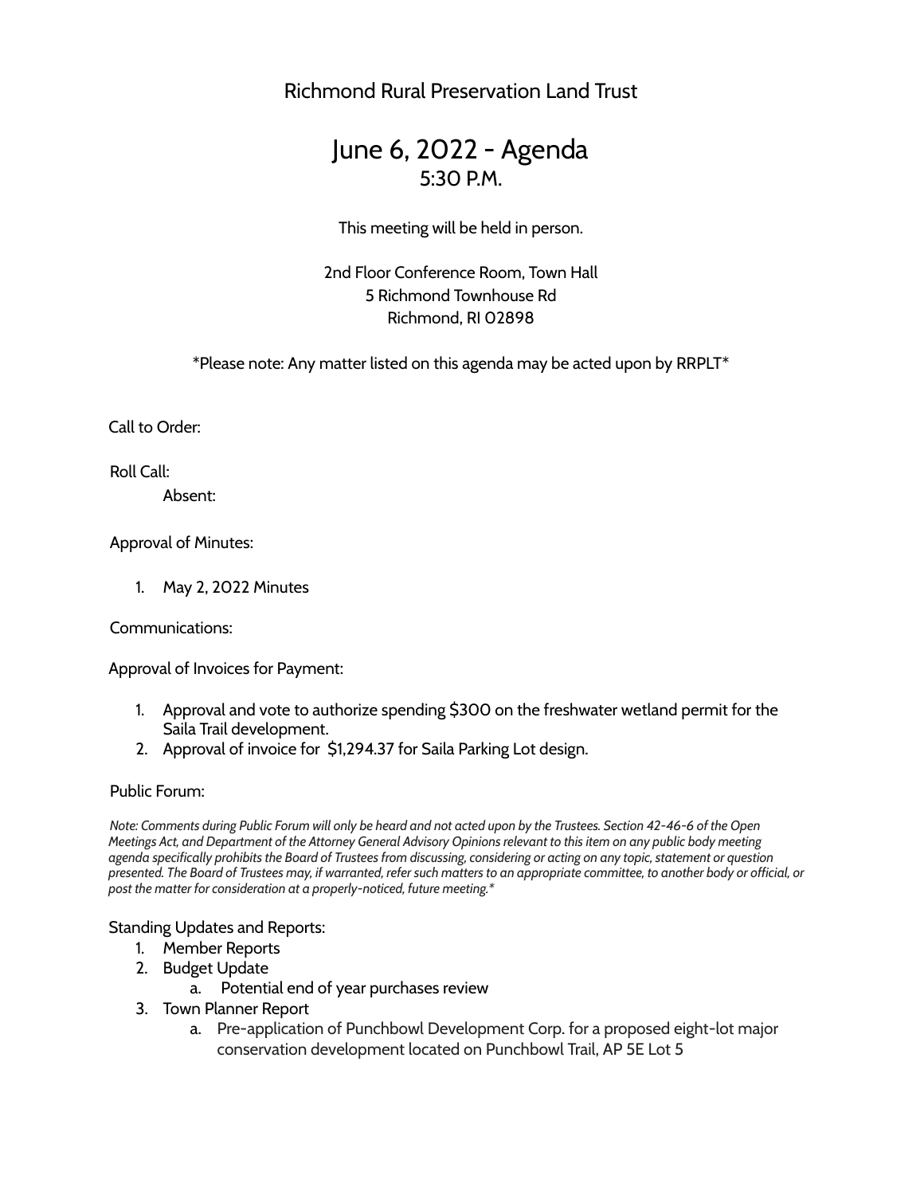Richmond Rural Preservation Land Trust

# June 6, 2022 - Agenda

## 5:30 P.M.

This meeting will be held in person.

2nd Floor Conference Room, Town Hall
5 Richmond Townhouse Rd
Richmond, RI 02898

*Please note: Any matter listed on this agenda may be acted upon by RRPLT*

Call to Order:

Roll Call:

Absent:

Approval of Minutes:

1. May 2, 2022 Minutes

Communications:

Approval of Invoices for Payment:

1. Approval and vote to authorize spending $300 on the freshwater wetland permit for the Saila Trail development.
2. Approval of invoice for $1,294.37 for Saila Parking Lot design.

Public Forum:

*Note: Comments during Public Forum will only be heard and not acted upon by the Trustees. Section 42-46-6 of the Open Meetings Act, and Department of the Attorney General Advisory Opinions relevant to this item on any public body meeting agenda specifically prohibits the Board of Trustees from discussing, considering or acting on any topic, statement or question presented. The Board of Trustees may, if warranted, refer such matters to an appropriate committee, to another body or official, or post the matter for consideration at a properly-noticed, future meeting.**

Standing Updates and Reports:

1. Member Reports
2. Budget Update
   a. Potential end of year purchases review
3. Town Planner Report
   a. Pre-application of Punchbowl Development Corp. for a proposed eight-lot major conservation development located on Punchbowl Trail, AP 5E Lot 5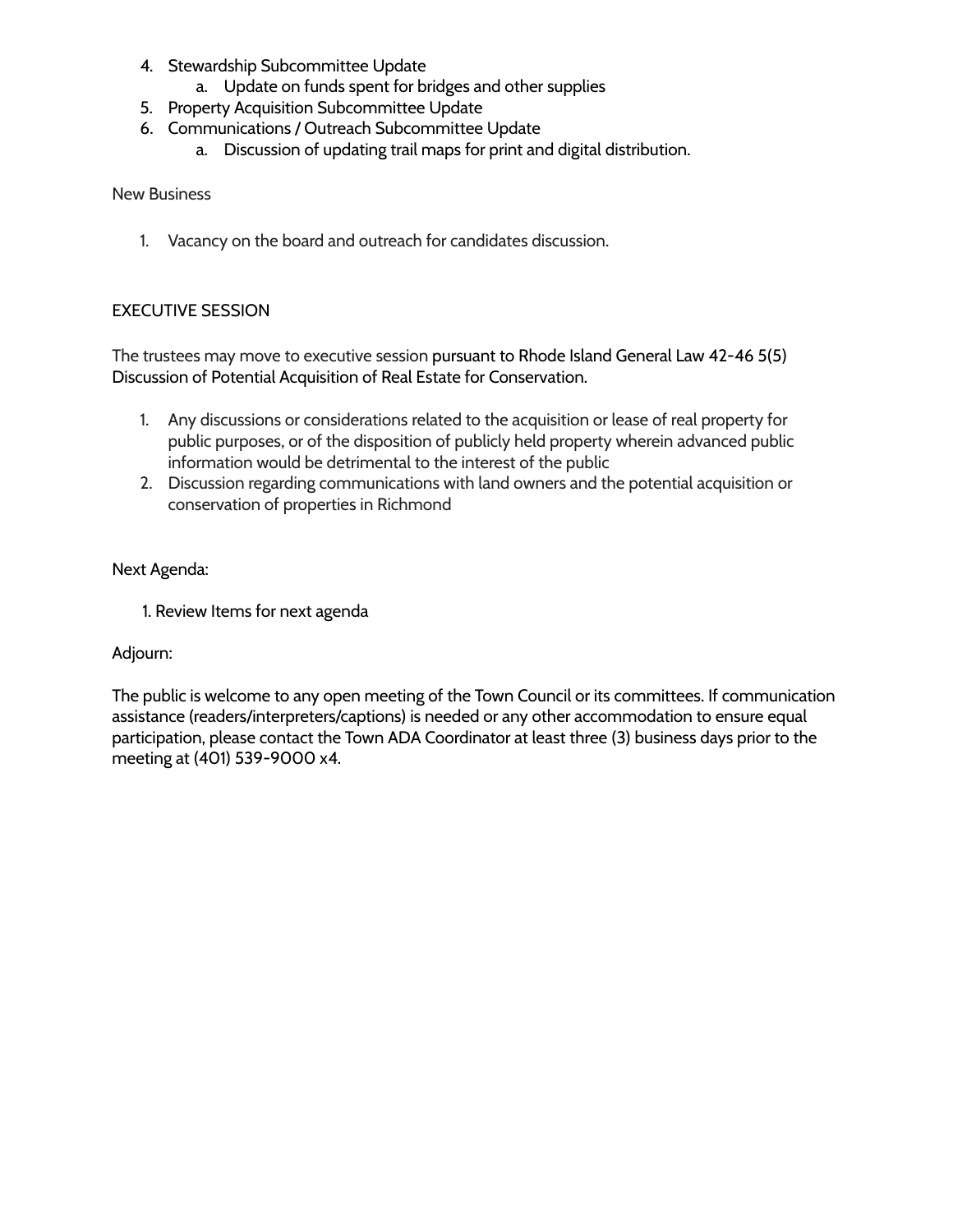4. Stewardship Subcommittee Update
    a. Update on funds spent for bridges and other supplies
5. Property Acquisition Subcommittee Update
6. Communications / Outreach Subcommittee Update
    a. Discussion of updating trail maps for print and digital distribution.

New Business

1. Vacancy on the board and outreach for candidates discussion.

EXECUTIVE SESSION

The trustees may move to executive session pursuant to Rhode Island General Law 42-46 5(5) Discussion of Potential Acquisition of Real Estate for Conservation.

1. Any discussions or considerations related to the acquisition or lease of real property for public purposes, or of the disposition of publicly held property wherein advanced public information would be detrimental to the interest of the public
2. Discussion regarding communications with land owners and the potential acquisition or conservation of properties in Richmond

Next Agenda:

1. Review Items for next agenda

Adjourn:

The public is welcome to any open meeting of the Town Council or its committees. If communication assistance (readers/interpreters/captions) is needed or any other accommodation to ensure equal participation, please contact the Town ADA Coordinator at least three (3) business days prior to the meeting at (401) 539-9000 x4.